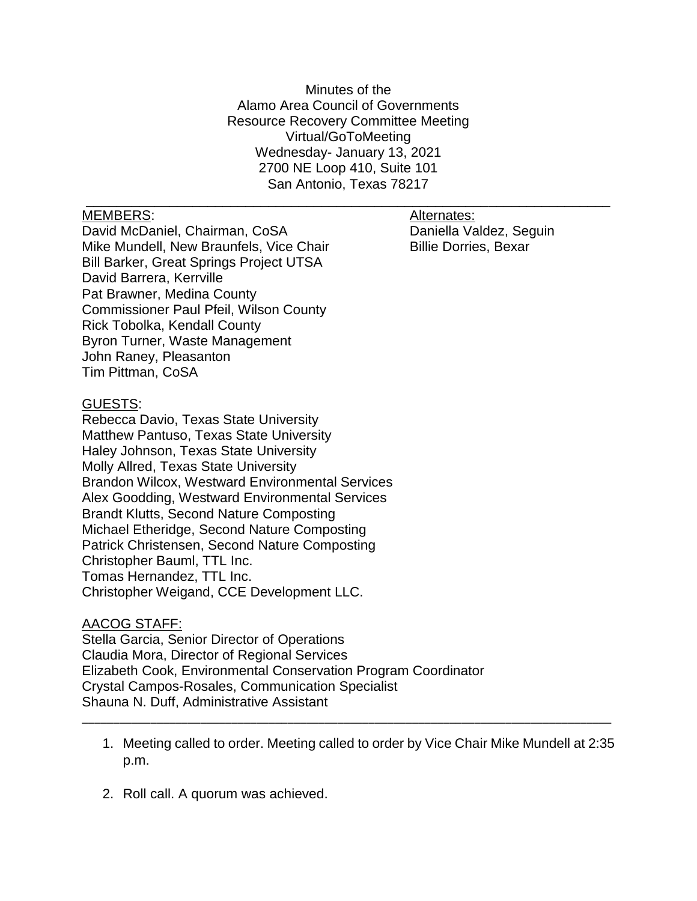Minutes of the
Alamo Area Council of Governments
Resource Recovery Committee Meeting
Virtual/GoToMeeting
Wednesday- January 13, 2021
2700 NE Loop 410, Suite 101
San Antonio, Texas 78217

---

<u>MEMBERS</u>:
David McDaniel, Chairman, CoSA
Mike Mundell, New Braunfels, Vice Chair
Bill Barker, Great Springs Project UTSA
David Barrera, Kerrville
Pat Brawner, Medina County
Commissioner Paul Pfeil, Wilson County
Rick Tobolka, Kendall County
Byron Turner, Waste Management
John Raney, Pleasanton
Tim Pittman, CoSA

<u>Alternates:</u>
Daniella Valdez, Seguin
Billie Dorries, Bexar

<u>GUESTS</u>:
Rebecca Davio, Texas State University
Matthew Pantuso, Texas State University
Haley Johnson, Texas State University
Molly Allred, Texas State University
Brandon Wilcox, Westward Environmental Services
Alex Goodding, Westward Environmental Services
Brandt Klutts, Second Nature Composting
Michael Etheridge, Second Nature Composting
Patrick Christensen, Second Nature Composting
Christopher Bauml, TTL Inc.
Tomas Hernandez, TTL Inc.
Christopher Weigand, CCE Development LLC.

<u>AACOG STAFF:</u>
Stella Garcia, Senior Director of Operations
Claudia Mora, Director of Regional Services
Elizabeth Cook, Environmental Conservation Program Coordinator
Crystal Campos-Rosales, Communication Specialist
Shauna N. Duff, Administrative Assistant

---

1. Meeting called to order. Meeting called to order by Vice Chair Mike Mundell at 2:35 p.m.

2. Roll call. A quorum was achieved.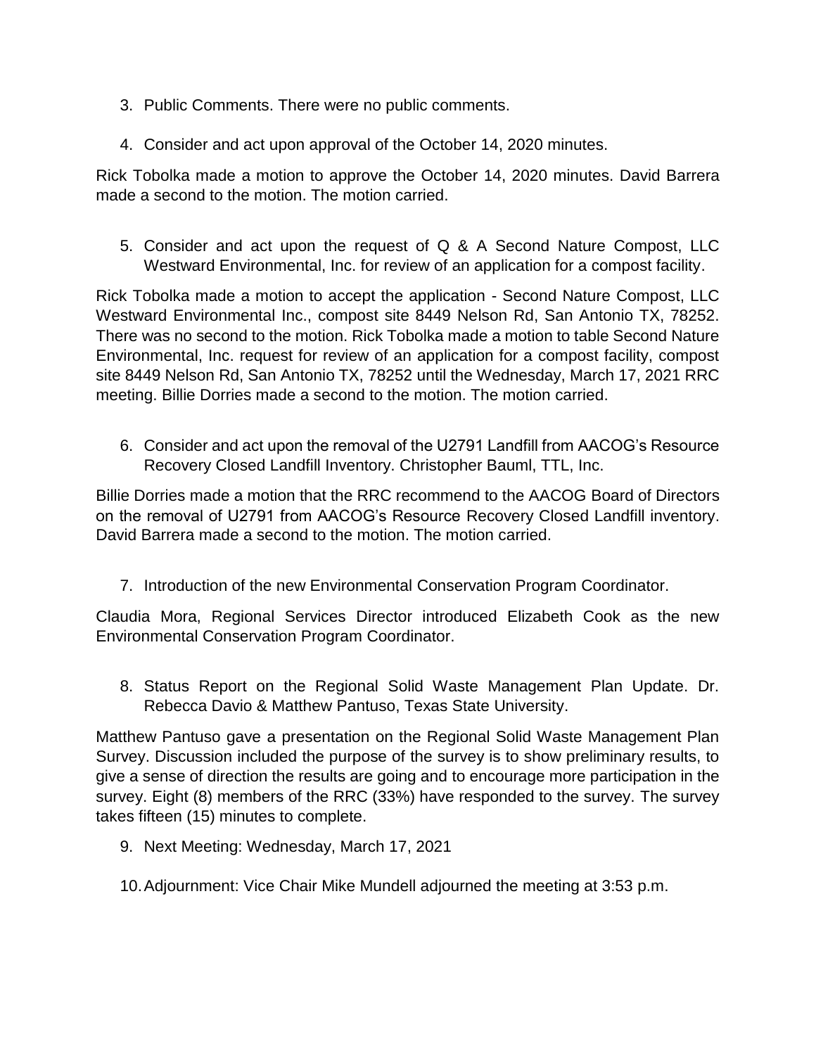3. Public Comments. There were no public comments.

4. Consider and act upon approval of the October 14, 2020 minutes.

Rick Tobolka made a motion to approve the October 14, 2020 minutes. David Barrera made a second to the motion. The motion carried.

5. Consider and act upon the request of Q & A Second Nature Compost, LLC Westward Environmental, Inc. for review of an application for a compost facility.

Rick Tobolka made a motion to accept the application - Second Nature Compost, LLC Westward Environmental Inc., compost site 8449 Nelson Rd, San Antonio TX, 78252. There was no second to the motion. Rick Tobolka made a motion to table Second Nature Environmental, Inc. request for review of an application for a compost facility, compost site 8449 Nelson Rd, San Antonio TX, 78252 until the Wednesday, March 17, 2021 RRC meeting. Billie Dorries made a second to the motion. The motion carried.

6. Consider and act upon the removal of the U2791 Landfill from AACOG's Resource Recovery Closed Landfill Inventory. Christopher Bauml, TTL, Inc.

Billie Dorries made a motion that the RRC recommend to the AACOG Board of Directors on the removal of U2791 from AACOG's Resource Recovery Closed Landfill inventory. David Barrera made a second to the motion. The motion carried.

7. Introduction of the new Environmental Conservation Program Coordinator.

Claudia Mora, Regional Services Director introduced Elizabeth Cook as the new Environmental Conservation Program Coordinator.

8. Status Report on the Regional Solid Waste Management Plan Update. Dr. Rebecca Davio & Matthew Pantuso, Texas State University.

Matthew Pantuso gave a presentation on the Regional Solid Waste Management Plan Survey. Discussion included the purpose of the survey is to show preliminary results, to give a sense of direction the results are going and to encourage more participation in the survey. Eight (8) members of the RRC (33%) have responded to the survey. The survey takes fifteen (15) minutes to complete.

9. Next Meeting: Wednesday, March 17, 2021

10. Adjournment: Vice Chair Mike Mundell adjourned the meeting at 3:53 p.m.